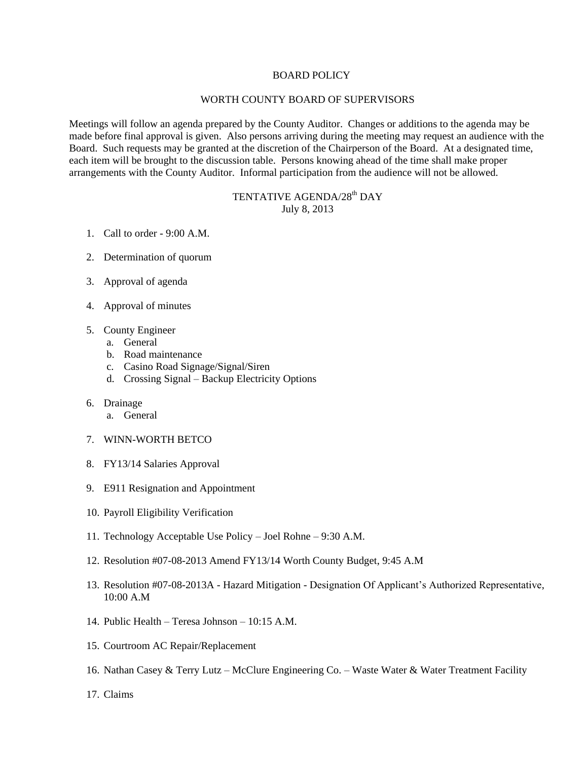# BOARD POLICY

## WORTH COUNTY BOARD OF SUPERVISORS

Meetings will follow an agenda prepared by the County Auditor. Changes or additions to the agenda may be made before final approval is given. Also persons arriving during the meeting may request an audience with the Board. Such requests may be granted at the discretion of the Chairperson of the Board. At a designated time, each item will be brought to the discussion table. Persons knowing ahead of the time shall make proper arrangements with the County Auditor. Informal participation from the audience will not be allowed.

### TENTATIVE AGENDA/28th DAY
July 8, 2013

1. Call to order - 9:00 A.M.
2. Determination of quorum
3. Approval of agenda
4. Approval of minutes
5. County Engineer
   a. General
   b. Road maintenance
   c. Casino Road Signage/Signal/Siren
   d. Crossing Signal – Backup Electricity Options
6. Drainage
   a. General
7. WINN-WORTH BETCO
8. FY13/14 Salaries Approval
9. E911 Resignation and Appointment
10. Payroll Eligibility Verification
11. Technology Acceptable Use Policy – Joel Rohne – 9:30 A.M.
12. Resolution #07-08-2013 Amend FY13/14 Worth County Budget, 9:45 A.M
13. Resolution #07-08-2013A - Hazard Mitigation - Designation Of Applicant's Authorized Representative, 10:00 A.M
14. Public Health – Teresa Johnson – 10:15 A.M.
15. Courtroom AC Repair/Replacement
16. Nathan Casey & Terry Lutz – McClure Engineering Co. – Waste Water & Water Treatment Facility
17. Claims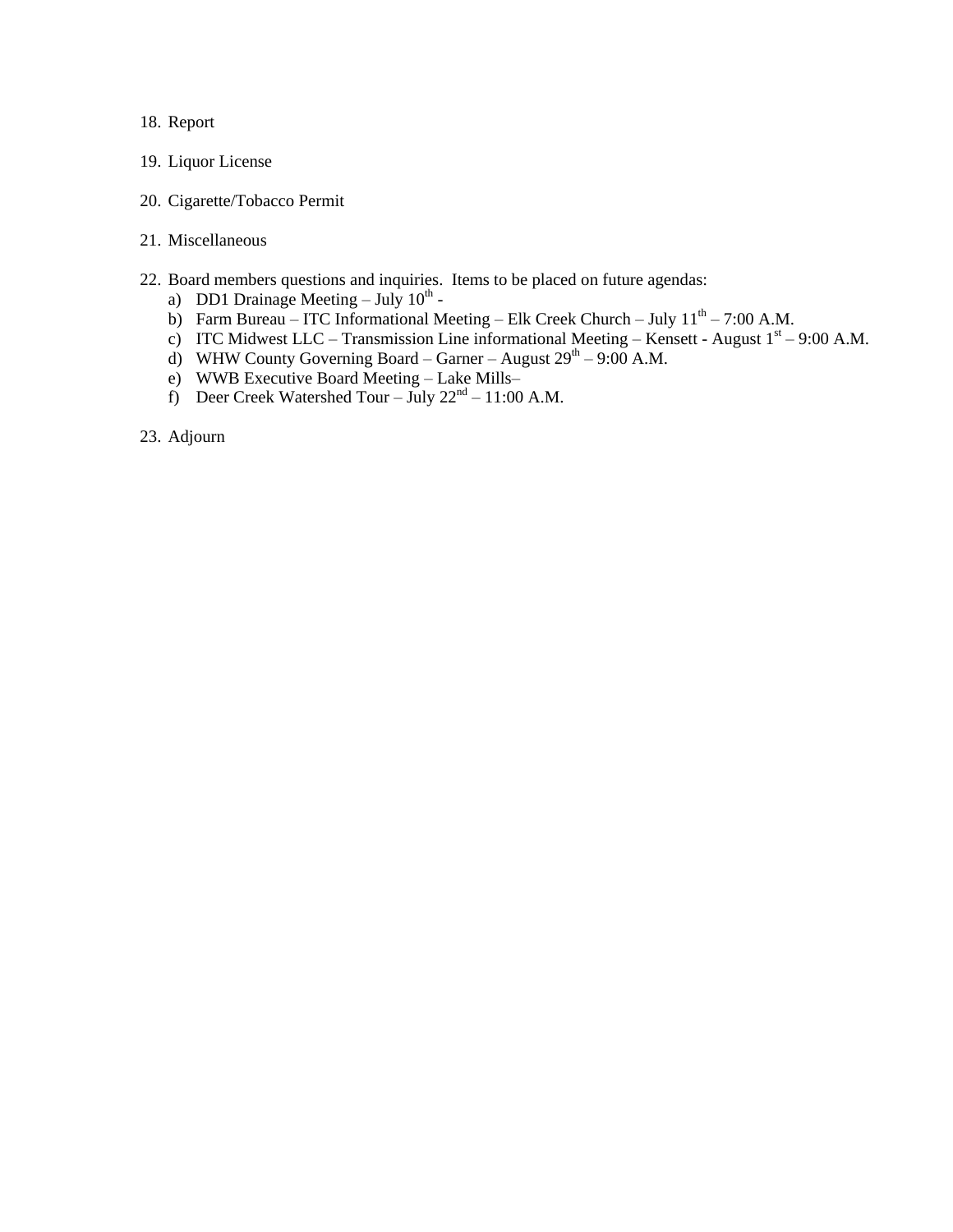18. Report

19. Liquor License

20. Cigarette/Tobacco Permit

21. Miscellaneous

22. Board members questions and inquiries. Items to be placed on future agendas:
    a) DD1 Drainage Meeting – July 10th -
    b) Farm Bureau – ITC Informational Meeting – Elk Creek Church – July 11th – 7:00 A.M.
    c) ITC Midwest LLC – Transmission Line informational Meeting – Kensett - August 1st – 9:00 A.M.
    d) WHW County Governing Board – Garner – August 29th – 9:00 A.M.
    e) WWB Executive Board Meeting – Lake Mills–
    f) Deer Creek Watershed Tour – July 22nd – 11:00 A.M.

23. Adjourn